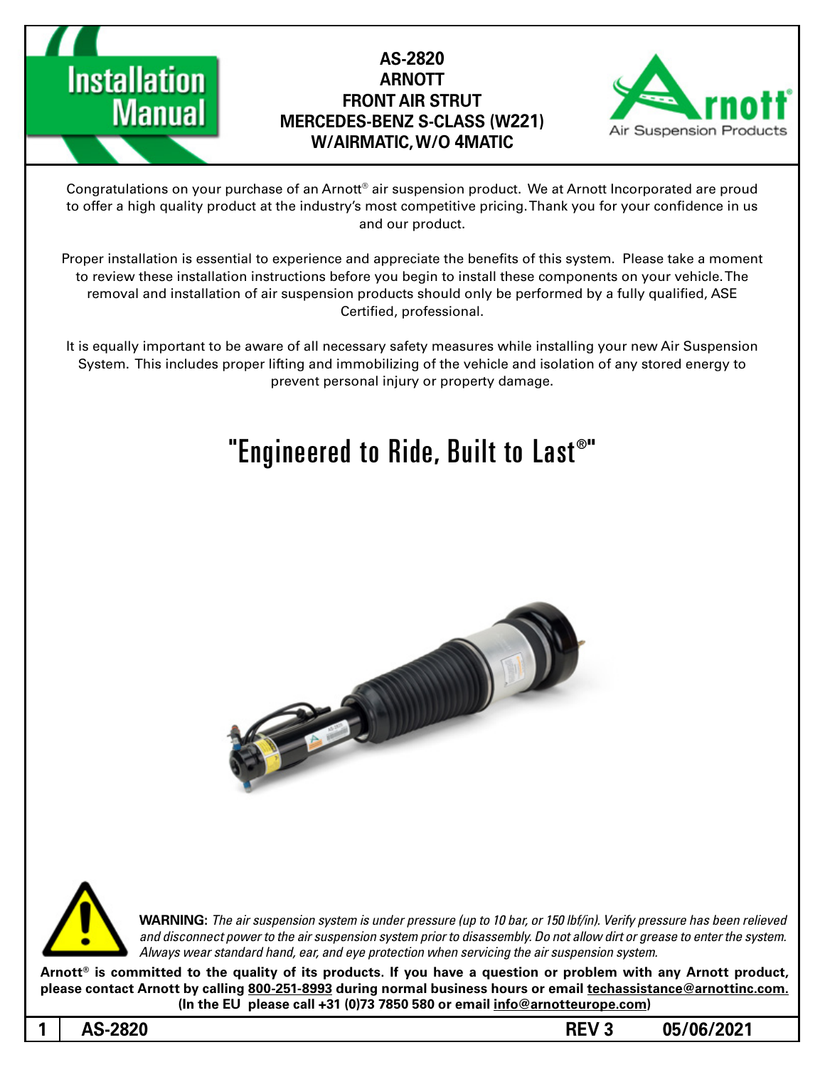# Installation Manual

## AS-2820
## ARNOTT
## FRONT AIR STRUT
## MERCEDES-BENZ S-CLASS (W221)
## W/AIRMATIC, W/O 4MATIC

Arnott Air Suspension Products

Congratulations on your purchase of an Arnott® air suspension product. We at Arnott Incorporated are proud to offer a high quality product at the industry's most competitive pricing. Thank you for your confidence in us and our product.

Proper installation is essential to experience and appreciate the benefits of this system. Please take a moment to review these installation instructions before you begin to install these components on your vehicle. The removal and installation of air suspension products should only be performed by a fully qualified, ASE Certified, professional.

It is equally important to be aware of all necessary safety measures while installing your new Air Suspension System. This includes proper lifting and immobilizing of the vehicle and isolation of any stored energy to prevent personal injury or property damage.

## "Engineered to Ride, Built to Last®"

**WARNING:** *The air suspension system is under pressure (up to 10 bar, or 150 lbf/in). Verify pressure has been relieved and disconnect power to the air suspension system prior to disassembly. Do not allow dirt or grease to enter the system. Always wear standard hand, ear, and eye protection when servicing the air suspension system.*

**Arnott® is committed to the quality of its products. If you have a question or problem with any Arnott product, please contact Arnott by calling 800-251-8993 during normal business hours or email techassistance@arnottinc.com. (In the EU please call +31 (0)73 7850 580 or email info@arnotteurope.com)**

AS-2820 REV 3 05/06/2021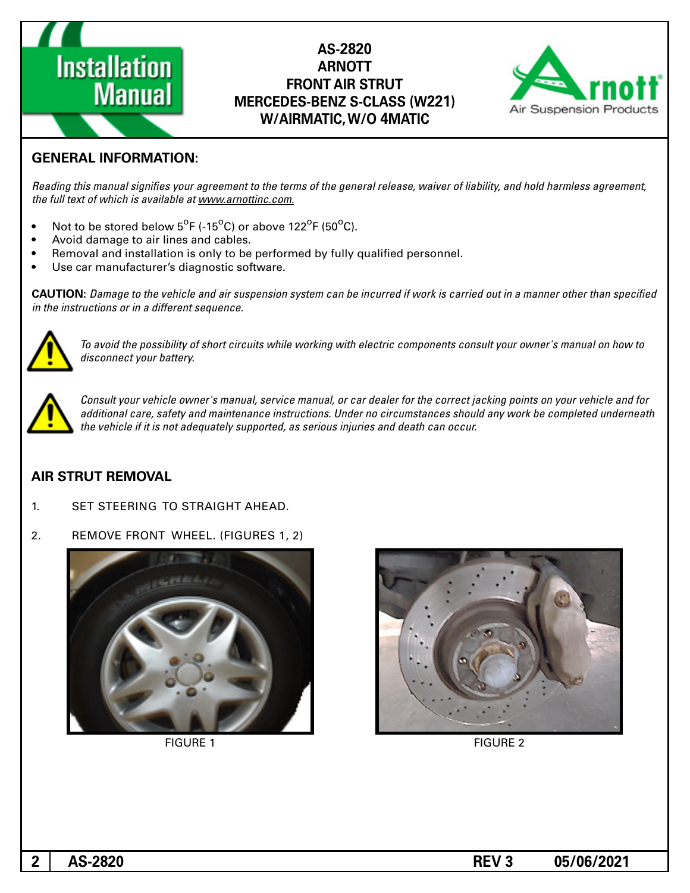# AS-2820
# ARNOTT
# FRONT AIR STRUT
# MERCEDES-BENZ S-CLASS (W221) W/AIRMATIC, W/O 4MATIC

## GENERAL INFORMATION:

*Reading this manual signifies your agreement to the terms of the general release, waiver of liability, and hold harmless agreement, the full text of which is available at www.arnottinc.com.*

- Not to be stored below 5°F (-15°C) or above 122°F (50°C).
- Avoid damage to air lines and cables.
- Removal and installation is only to be performed by fully qualified personnel.
- Use car manufacturer's diagnostic software.

**CAUTION:** *Damage to the vehicle and air suspension system can be incurred if work is carried out in a manner other than specified in the instructions or in a different sequence.*

*To avoid the possibility of short circuits while working with electric components consult your owner's manual on how to disconnect your battery.*

*Consult your vehicle owner's manual, service manual, or car dealer for the correct jacking points on your vehicle and for additional care, safety and maintenance instructions. Under no circumstances should any work be completed underneath the vehicle if it is not adequately supported, as serious injuries and death can occur.*

## AIR STRUT REMOVAL

1. SET STEERING TO STRAIGHT AHEAD.
2. REMOVE FRONT WHEEL. (FIGURES 1, 2)

FIGURE 1

FIGURE 2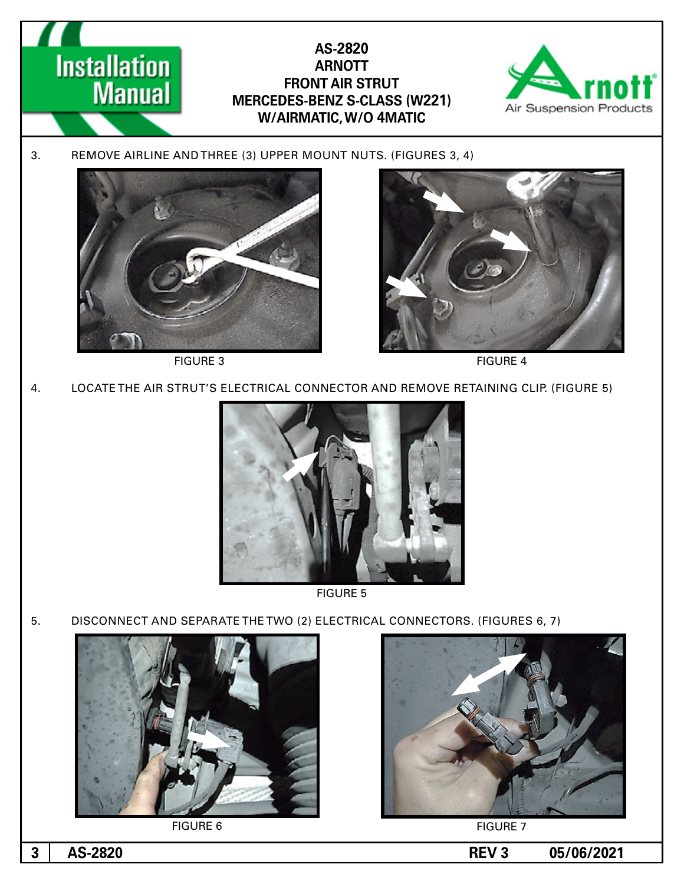3. REMOVE AIRLINE AND THREE (3) UPPER MOUNT NUTS. (FIGURES 3, 4)

FIGURE 3

FIGURE 4

4. LOCATE THE AIR STRUT'S ELECTRICAL CONNECTOR AND REMOVE RETAINING CLIP. (FIGURE 5)

FIGURE 5

5. DISCONNECT AND SEPARATE THE TWO (2) ELECTRICAL CONNECTORS. (FIGURES 6, 7)

FIGURE 6

FIGURE 7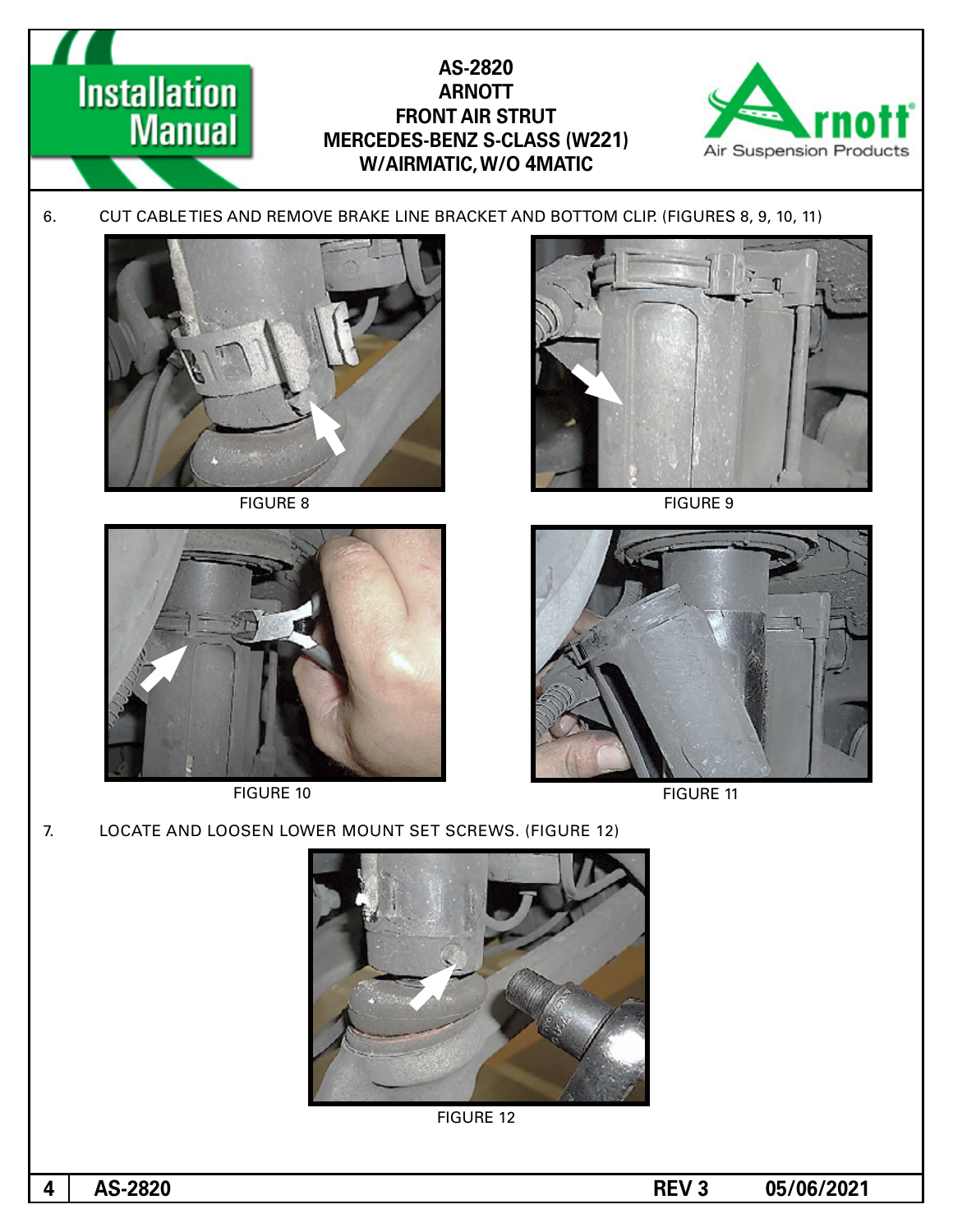6. CUT CABLE TIES AND REMOVE BRAKE LINE BRACKET AND BOTTOM CLIP. (FIGURES 8, 9, 10, 11)

FIGURE 8

FIGURE 9

FIGURE 10

FIGURE 11

7. LOCATE AND LOOSEN LOWER MOUNT SET SCREWS. (FIGURE 12)

FIGURE 12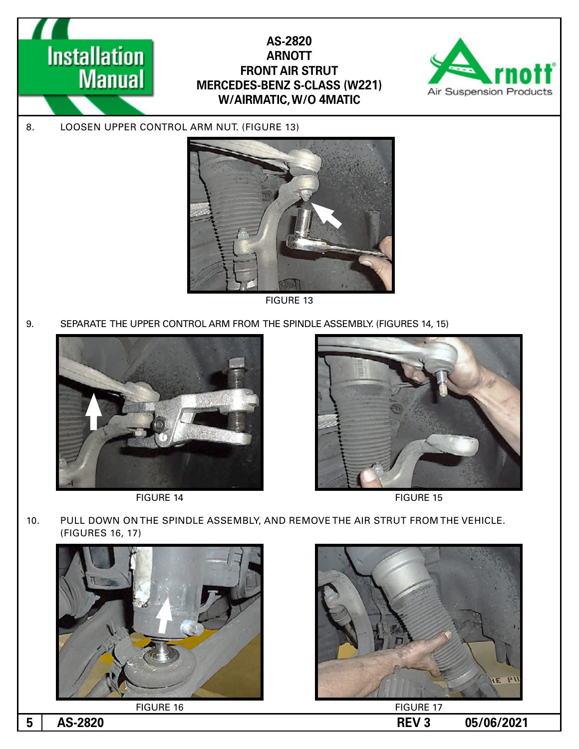8. LOOSEN UPPER CONTROL ARM NUT. (FIGURE 13)

FIGURE 13

9. SEPARATE THE UPPER CONTROL ARM FROM THE SPINDLE ASSEMBLY. (FIGURES 14, 15)

FIGURE 14

FIGURE 15

10. PULL DOWN ON THE SPINDLE ASSEMBLY, AND REMOVE THE AIR STRUT FROM THE VEHICLE. (FIGURES 16, 17)

FIGURE 16

FIGURE 17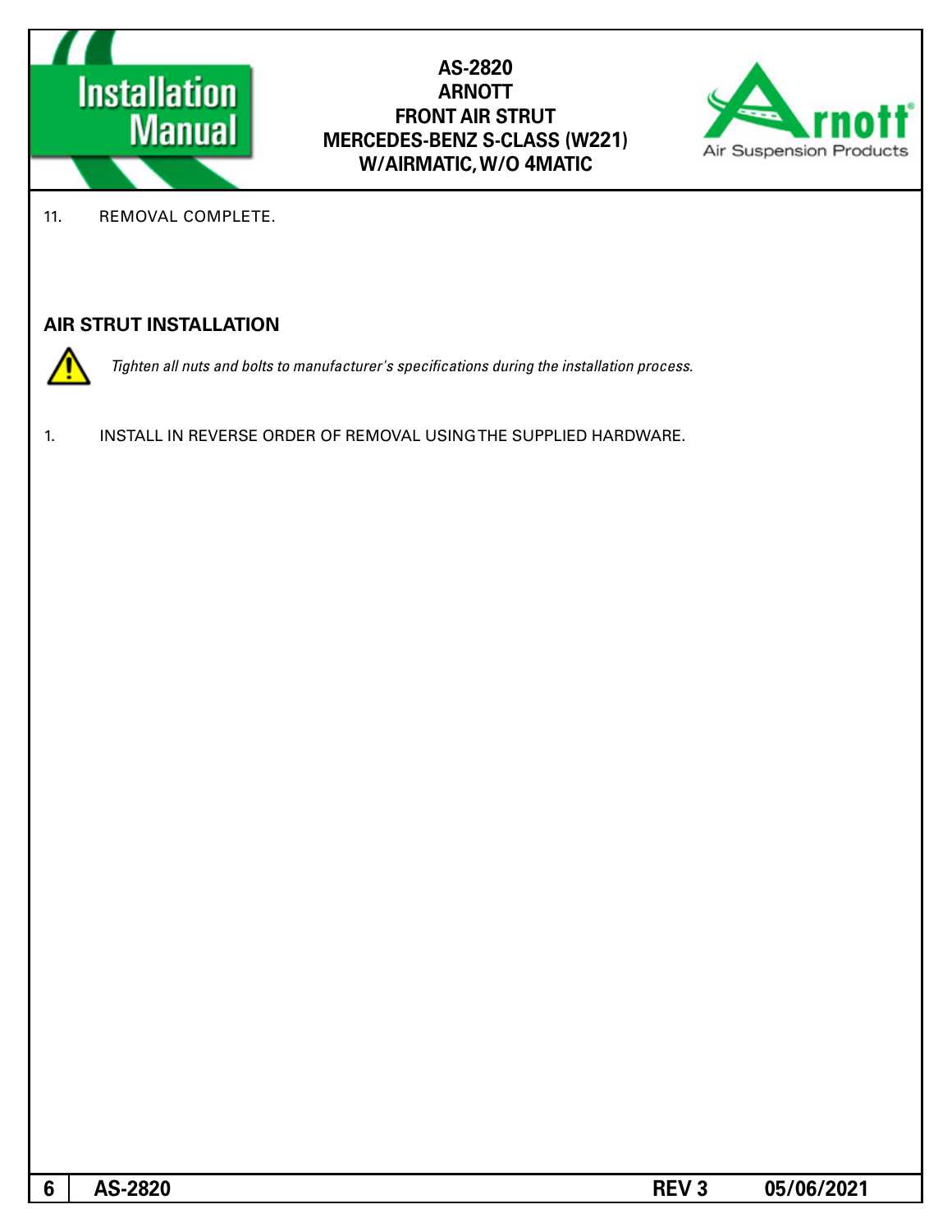11. REMOVAL COMPLETE.

## AIR STRUT INSTALLATION

*Tighten all nuts and bolts to manufacturer's specifications during the installation process.*

1. INSTALL IN REVERSE ORDER OF REMOVAL USING THE SUPPLIED HARDWARE.